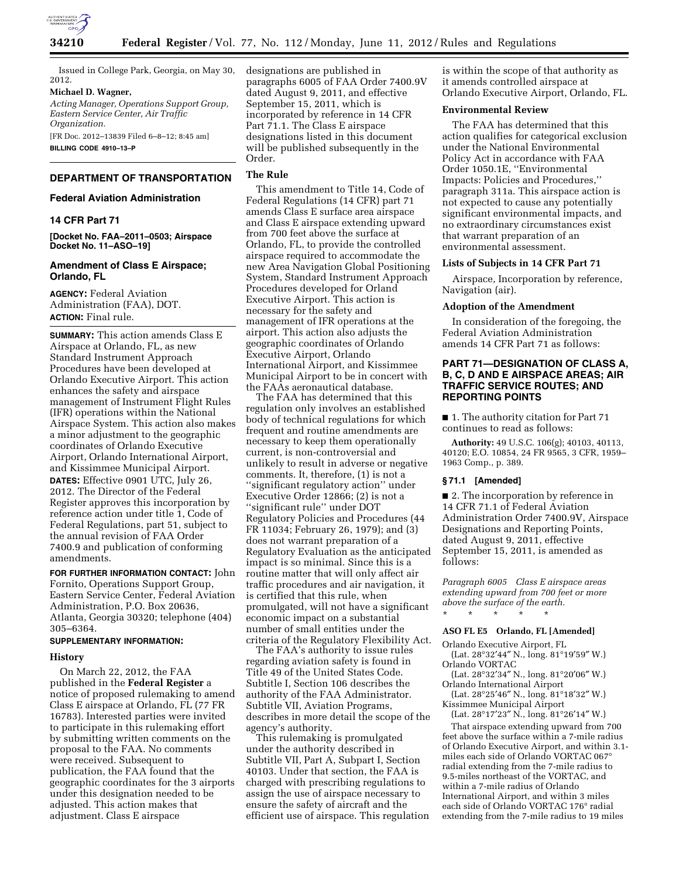Issued in College Park, Georgia, on May 30, 2012.

**Michael D. Wagner,**

*Acting Manager, Operations Support Group, Eastern Service Center, Air Traffic Organization.*

[FR Doc. 2012–13839 Filed 6–8–12; 8:45 am]

**BILLING CODE 4910–13–P**

## DEPARTMENT OF TRANSPORTATION

### Federal Aviation Administration

### 14 CFR Part 71

**[Docket No. FAA–2011–0503; Airspace Docket No. 11–ASO–19]**

### Amendment of Class E Airspace; Orlando, FL

**AGENCY:** Federal Aviation Administration (FAA), DOT.

**ACTION:** Final rule.

**SUMMARY:** This action amends Class E Airspace at Orlando, FL, as new Standard Instrument Approach Procedures have been developed at Orlando Executive Airport. This action enhances the safety and airspace management of Instrument Flight Rules (IFR) operations within the National Airspace System. This action also makes a minor adjustment to the geographic coordinates of Orlando Executive Airport, Orlando International Airport, and Kissimmee Municipal Airport.

**DATES:** Effective 0901 UTC, July 26, 2012. The Director of the Federal Register approves this incorporation by reference action under title 1, Code of Federal Regulations, part 51, subject to the annual revision of FAA Order 7400.9 and publication of conforming amendments.

**FOR FURTHER INFORMATION CONTACT:** John Fornito, Operations Support Group, Eastern Service Center, Federal Aviation Administration, P.O. Box 20636, Atlanta, Georgia 30320; telephone (404) 305–6364.

**SUPPLEMENTARY INFORMATION:**

#### History

On March 22, 2012, the FAA published in the **Federal Register** a notice of proposed rulemaking to amend Class E airspace at Orlando, FL (77 FR 16783). Interested parties were invited to participate in this rulemaking effort by submitting written comments on the proposal to the FAA. No comments were received. Subsequent to publication, the FAA found that the geographic coordinates for the 3 airports under this designation needed to be adjusted. This action makes that adjustment. Class E airspace designations are published in paragraphs 6005 of FAA Order 7400.9V dated August 9, 2011, and effective September 15, 2011, which is incorporated by reference in 14 CFR Part 71.1. The Class E airspace designations listed in this document will be published subsequently in the Order.

#### The Rule

This amendment to Title 14, Code of Federal Regulations (14 CFR) part 71 amends Class E surface area airspace and Class E airspace extending upward from 700 feet above the surface at Orlando, FL, to provide the controlled airspace required to accommodate the new Area Navigation Global Positioning System, Standard Instrument Approach Procedures developed for Orland Executive Airport. This action is necessary for the safety and management of IFR operations at the airport. This action also adjusts the geographic coordinates of Orlando Executive Airport, Orlando International Airport, and Kissimmee Municipal Airport to be in concert with the FAAs aeronautical database.

The FAA has determined that this regulation only involves an established body of technical regulations for which frequent and routine amendments are necessary to keep them operationally current, is non-controversial and unlikely to result in adverse or negative comments. It, therefore, (1) is not a ''significant regulatory action'' under Executive Order 12866; (2) is not a ''significant rule'' under DOT Regulatory Policies and Procedures (44 FR 11034; February 26, 1979); and (3) does not warrant preparation of a Regulatory Evaluation as the anticipated impact is so minimal. Since this is a routine matter that will only affect air traffic procedures and air navigation, it is certified that this rule, when promulgated, will not have a significant economic impact on a substantial number of small entities under the criteria of the Regulatory Flexibility Act.

The FAA's authority to issue rules regarding aviation safety is found in Title 49 of the United States Code. Subtitle I, Section 106 describes the authority of the FAA Administrator. Subtitle VII, Aviation Programs, describes in more detail the scope of the agency's authority.

This rulemaking is promulgated under the authority described in Subtitle VII, Part A, Subpart I, Section 40103. Under that section, the FAA is charged with prescribing regulations to assign the use of airspace necessary to ensure the safety of aircraft and the efficient use of airspace. This regulation is within the scope of that authority as it amends controlled airspace at Orlando Executive Airport, Orlando, FL.

#### Environmental Review

The FAA has determined that this action qualifies for categorical exclusion under the National Environmental Policy Act in accordance with FAA Order 1050.1E, ''Environmental Impacts: Policies and Procedures,'' paragraph 311a. This airspace action is not expected to cause any potentially significant environmental impacts, and no extraordinary circumstances exist that warrant preparation of an environmental assessment.

#### Lists of Subjects in 14 CFR Part 71

Airspace, Incorporation by reference, Navigation (air).

#### Adoption of the Amendment

In consideration of the foregoing, the Federal Aviation Administration amends 14 CFR Part 71 as follows:

### PART 71—DESIGNATION OF CLASS A, B, C, D AND E AIRSPACE AREAS; AIR TRAFFIC SERVICE ROUTES; AND REPORTING POINTS

■ 1. The authority citation for Part 71 continues to read as follows:

**Authority:** 49 U.S.C. 106(g); 40103, 40113, 40120; E.O. 10854, 24 FR 9565, 3 CFR, 1959–1963 Comp., p. 389.

#### § 71.1 [Amended]

■ 2. The incorporation by reference in 14 CFR 71.1 of Federal Aviation Administration Order 7400.9V, Airspace Designations and Reporting Points, dated August 9, 2011, effective September 15, 2011, is amended as follows:

*Paragraph 6005 Class E airspace areas extending upward from 700 feet or more above the surface of the earth.*

\* \* \* \* \*

**ASO FL E5 Orlando, FL [Amended]**

Orlando Executive Airport, FL
(Lat. 28°32′44″ N., long. 81°19′59″ W.)
Orlando VORTAC
(Lat. 28°32′34″ N., long. 81°20′06″ W.)
Orlando International Airport
(Lat. 28°25′46″ N., long. 81°18′32″ W.)
Kissimmee Municipal Airport
(Lat. 28°17′23″ N., long. 81°26′14″ W.)

That airspace extending upward from 700 feet above the surface within a 7-mile radius of Orlando Executive Airport, and within 3.1-miles each side of Orlando VORTAC 067° radial extending from the 7-mile radius to 9.5-miles northeast of the VORTAC, and within a 7-mile radius of Orlando International Airport, and within 3 miles each side of Orlando VORTAC 176° radial extending from the 7-mile radius to 19 miles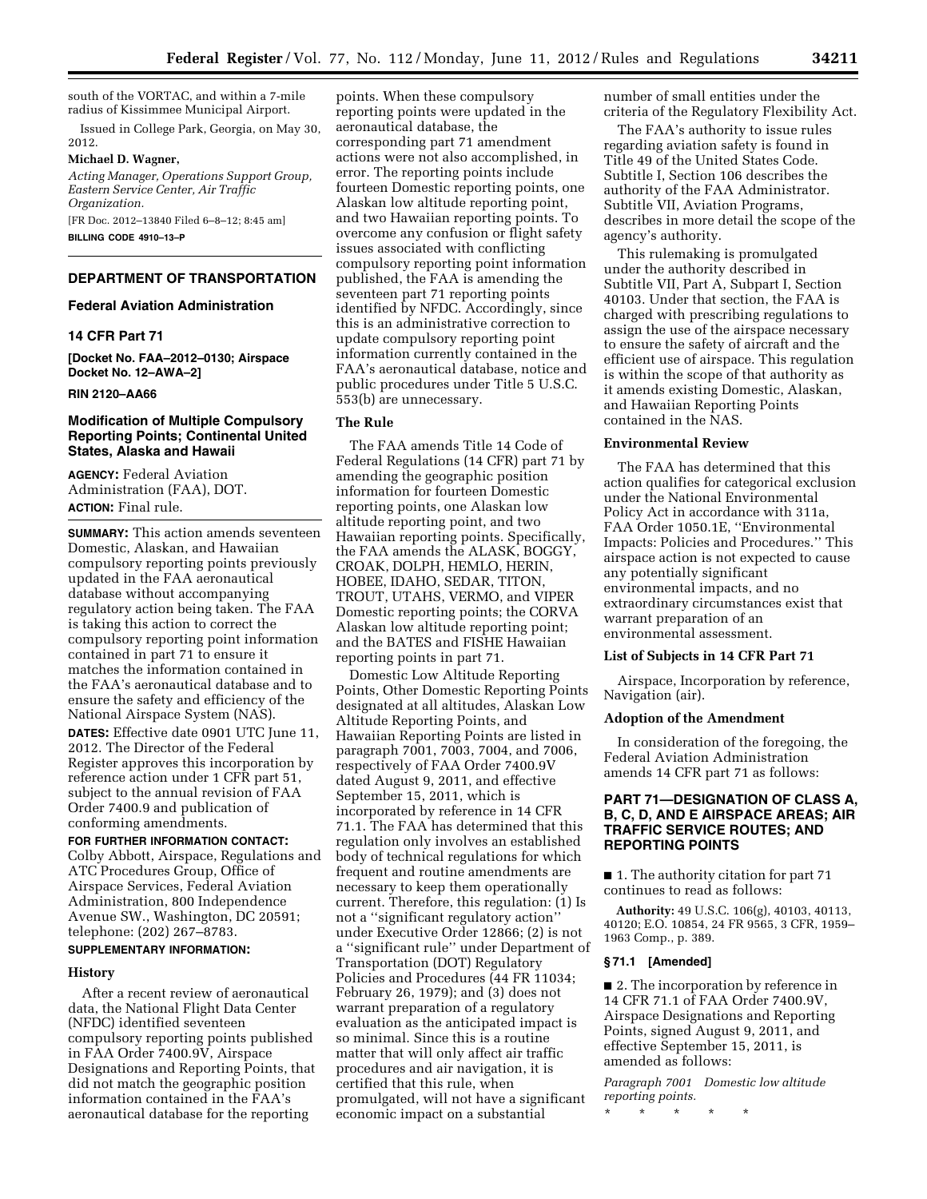south of the VORTAC, and within a 7-mile radius of Kissimmee Municipal Airport.

Issued in College Park, Georgia, on May 30, 2012.

**Michael D. Wagner,**

*Acting Manager, Operations Support Group, Eastern Service Center, Air Traffic Organization.*

[FR Doc. 2012–13840 Filed 6–8–12; 8:45 am]

**BILLING CODE 4910–13–P**

---

## DEPARTMENT OF TRANSPORTATION

### Federal Aviation Administration

### 14 CFR Part 71

**[Docket No. FAA–2012–0130; Airspace Docket No. 12–AWA–2]**

**RIN 2120–AA66**

### Modification of Multiple Compulsory Reporting Points; Continental United States, Alaska and Hawaii

**AGENCY:** Federal Aviation Administration (FAA), DOT.

**ACTION:** Final rule.

**SUMMARY:** This action amends seventeen Domestic, Alaskan, and Hawaiian compulsory reporting points previously updated in the FAA aeronautical database without accompanying regulatory action being taken. The FAA is taking this action to correct the compulsory reporting point information contained in part 71 to ensure it matches the information contained in the FAA's aeronautical database and to ensure the safety and efficiency of the National Airspace System (NAS).

**DATES:** Effective date 0901 UTC June 11, 2012. The Director of the Federal Register approves this incorporation by reference action under 1 CFR part 51, subject to the annual revision of FAA Order 7400.9 and publication of conforming amendments.

**FOR FURTHER INFORMATION CONTACT:** Colby Abbott, Airspace, Regulations and ATC Procedures Group, Office of Airspace Services, Federal Aviation Administration, 800 Independence Avenue SW., Washington, DC 20591; telephone: (202) 267–8783.

**SUPPLEMENTARY INFORMATION:**

#### History

After a recent review of aeronautical data, the National Flight Data Center (NFDC) identified seventeen compulsory reporting points published in FAA Order 7400.9V, Airspace Designations and Reporting Points, that did not match the geographic position information contained in the FAA's aeronautical database for the reporting points. When these compulsory reporting points were updated in the aeronautical database, the corresponding part 71 amendment actions were not also accomplished, in error. The reporting points include fourteen Domestic reporting points, one Alaskan low altitude reporting point, and two Hawaiian reporting points. To overcome any confusion or flight safety issues associated with conflicting compulsory reporting point information published, the FAA is amending the seventeen part 71 reporting points identified by NFDC. Accordingly, since this is an administrative correction to update compulsory reporting point information currently contained in the FAA's aeronautical database, notice and public procedures under Title 5 U.S.C. 553(b) are unnecessary.

#### The Rule

The FAA amends Title 14 Code of Federal Regulations (14 CFR) part 71 by amending the geographic position information for fourteen Domestic reporting points, one Alaskan low altitude reporting point, and two Hawaiian reporting points. Specifically, the FAA amends the ALASK, BOGGY, CROAK, DOLPH, HEMLO, HERIN, HOBEE, IDAHO, SEDAR, TITON, TROUT, UTAHS, VERMO, and VIPER Domestic reporting points; the CORVA Alaskan low altitude reporting point; and the BATES and FISHE Hawaiian reporting points in part 71.

Domestic Low Altitude Reporting Points, Other Domestic Reporting Points designated at all altitudes, Alaskan Low Altitude Reporting Points, and Hawaiian Reporting Points are listed in paragraph 7001, 7003, 7004, and 7006, respectively of FAA Order 7400.9V dated August 9, 2011, and effective September 15, 2011, which is incorporated by reference in 14 CFR 71.1. The FAA has determined that this regulation only involves an established body of technical regulations for which frequent and routine amendments are necessary to keep them operationally current. Therefore, this regulation: (1) Is not a ''significant regulatory action'' under Executive Order 12866; (2) is not a ''significant rule'' under Department of Transportation (DOT) Regulatory Policies and Procedures (44 FR 11034; February 26, 1979); and (3) does not warrant preparation of a regulatory evaluation as the anticipated impact is so minimal. Since this is a routine matter that will only affect air traffic procedures and air navigation, it is certified that this rule, when promulgated, will not have a significant economic impact on a substantial number of small entities under the criteria of the Regulatory Flexibility Act.

The FAA's authority to issue rules regarding aviation safety is found in Title 49 of the United States Code. Subtitle I, Section 106 describes the authority of the FAA Administrator. Subtitle VII, Aviation Programs, describes in more detail the scope of the agency's authority.

This rulemaking is promulgated under the authority described in Subtitle VII, Part A, Subpart I, Section 40103. Under that section, the FAA is charged with prescribing regulations to assign the use of the airspace necessary to ensure the safety of aircraft and the efficient use of airspace. This regulation is within the scope of that authority as it amends existing Domestic, Alaskan, and Hawaiian Reporting Points contained in the NAS.

#### Environmental Review

The FAA has determined that this action qualifies for categorical exclusion under the National Environmental Policy Act in accordance with 311a, FAA Order 1050.1E, ''Environmental Impacts: Policies and Procedures.'' This airspace action is not expected to cause any potentially significant environmental impacts, and no extraordinary circumstances exist that warrant preparation of an environmental assessment.

#### List of Subjects in 14 CFR Part 71

Airspace, Incorporation by reference, Navigation (air).

#### Adoption of the Amendment

In consideration of the foregoing, the Federal Aviation Administration amends 14 CFR part 71 as follows:

### PART 71—DESIGNATION OF CLASS A, B, C, D, AND E AIRSPACE AREAS; AIR TRAFFIC SERVICE ROUTES; AND REPORTING POINTS

■ 1. The authority citation for part 71 continues to read as follows:

**Authority:** 49 U.S.C. 106(g), 40103, 40113, 40120; E.O. 10854, 24 FR 9565, 3 CFR, 1959–1963 Comp., p. 389.

#### § 71.1 [Amended]

■ 2. The incorporation by reference in 14 CFR 71.1 of FAA Order 7400.9V, Airspace Designations and Reporting Points, signed August 9, 2011, and effective September 15, 2011, is amended as follows:

*Paragraph 7001 Domestic low altitude reporting points.*

\* \* \* \* \*